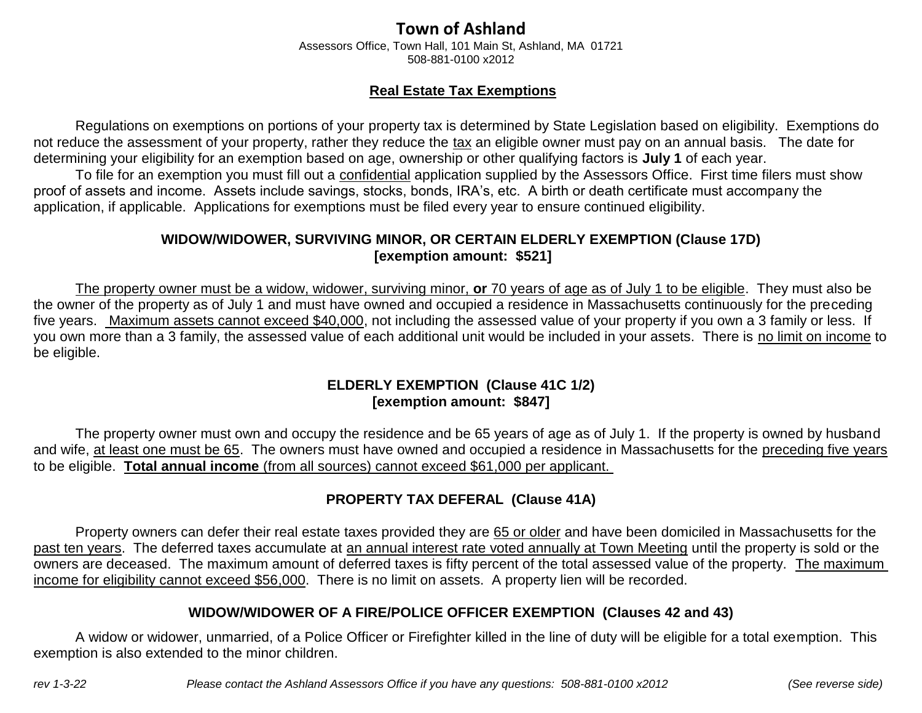# Town of Ashland

Assessors Office, Town Hall, 101 Main St, Ashland, MA 01721
508-881-0100 x2012

## Real Estate Tax Exemptions

Regulations on exemptions on portions of your property tax is determined by State Legislation based on eligibility. Exemptions do not reduce the assessment of your property, rather they reduce the tax an eligible owner must pay on an annual basis. The date for determining your eligibility for an exemption based on age, ownership or other qualifying factors is **July 1** of each year.

To file for an exemption you must fill out a confidential application supplied by the Assessors Office. First time filers must show proof of assets and income. Assets include savings, stocks, bonds, IRA's, etc. A birth or death certificate must accompany the application, if applicable. Applications for exemptions must be filed every year to ensure continued eligibility.

### WIDOW/WIDOWER, SURVIVING MINOR, OR CERTAIN ELDERLY EXEMPTION (Clause 17D) [exemption amount: $521]

The property owner must be a widow, widower, surviving minor, **or** 70 years of age as of July 1 to be eligible. They must also be the owner of the property as of July 1 and must have owned and occupied a residence in Massachusetts continuously for the preceding five years. Maximum assets cannot exceed $40,000, not including the assessed value of your property if you own a 3 family or less. If you own more than a 3 family, the assessed value of each additional unit would be included in your assets. There is no limit on income to be eligible.

### ELDERLY EXEMPTION (Clause 41C 1/2) [exemption amount: $847]

The property owner must own and occupy the residence and be 65 years of age as of July 1. If the property is owned by husband and wife, at least one must be 65. The owners must have owned and occupied a residence in Massachusetts for the preceding five years to be eligible. **Total annual income** (from all sources) cannot exceed $61,000 per applicant.

### PROPERTY TAX DEFERAL (Clause 41A)

Property owners can defer their real estate taxes provided they are 65 or older and have been domiciled in Massachusetts for the past ten years. The deferred taxes accumulate at an annual interest rate voted annually at Town Meeting until the property is sold or the owners are deceased. The maximum amount of deferred taxes is fifty percent of the total assessed value of the property. The maximum income for eligibility cannot exceed $56,000. There is no limit on assets. A property lien will be recorded.

### WIDOW/WIDOWER OF A FIRE/POLICE OFFICER EXEMPTION (Clauses 42 and 43)

A widow or widower, unmarried, of a Police Officer or Firefighter killed in the line of duty will be eligible for a total exemption. This exemption is also extended to the minor children.

*rev 1-3-22* *Please contact the Ashland Assessors Office if you have any questions: 508-881-0100 x2012* *(See reverse side)*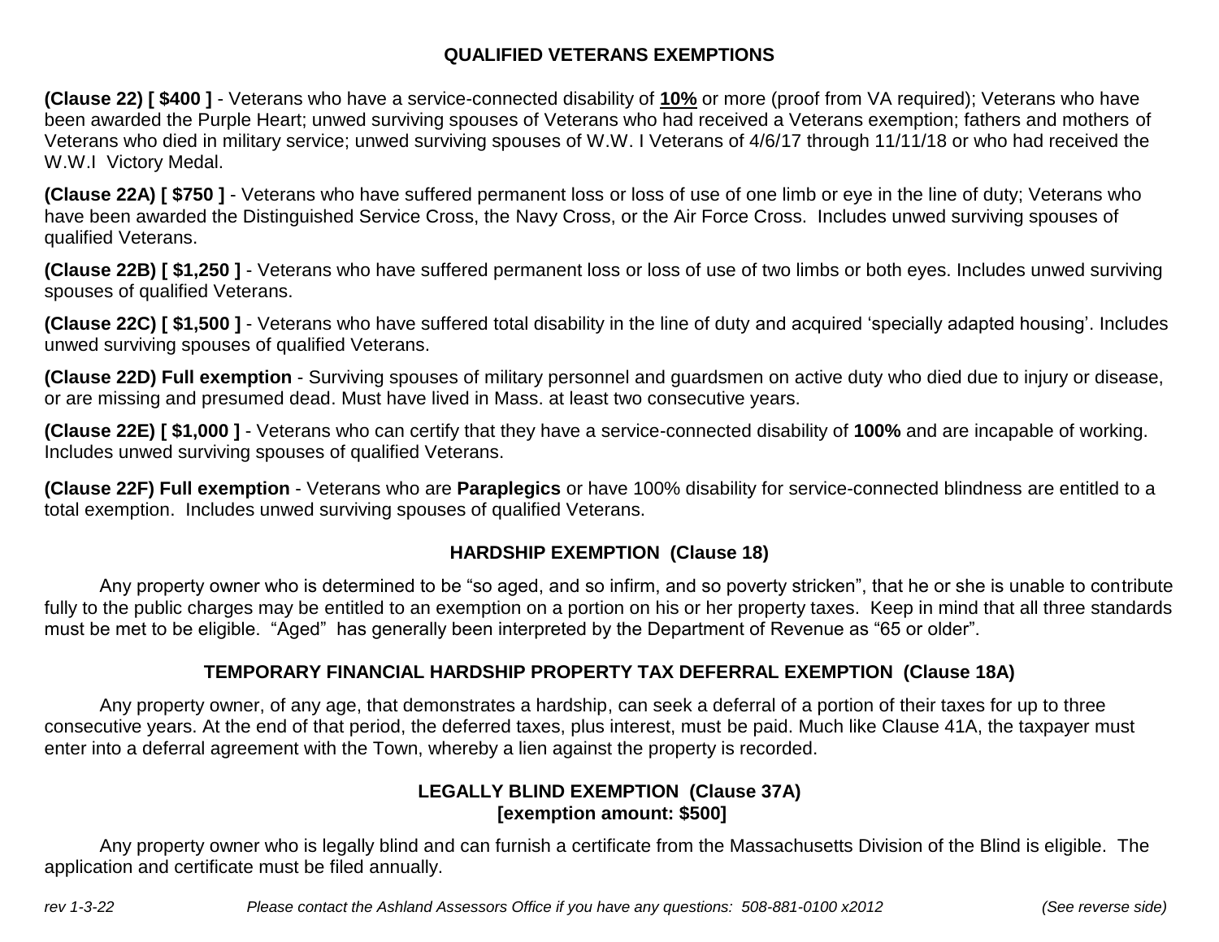## QUALIFIED VETERANS EXEMPTIONS

**(Clause 22) [ $400 ]** - Veterans who have a service-connected disability of **10%** or more (proof from VA required); Veterans who have been awarded the Purple Heart; unwed surviving spouses of Veterans who had received a Veterans exemption; fathers and mothers of Veterans who died in military service; unwed surviving spouses of W.W. I Veterans of 4/6/17 through 11/11/18 or who had received the W.W.I Victory Medal.

**(Clause 22A) [ $750 ]** - Veterans who have suffered permanent loss or loss of use of one limb or eye in the line of duty; Veterans who have been awarded the Distinguished Service Cross, the Navy Cross, or the Air Force Cross. Includes unwed surviving spouses of qualified Veterans.

**(Clause 22B) [ $1,250 ]** - Veterans who have suffered permanent loss or loss of use of two limbs or both eyes. Includes unwed surviving spouses of qualified Veterans.

**(Clause 22C) [ $1,500 ]** - Veterans who have suffered total disability in the line of duty and acquired 'specially adapted housing'. Includes unwed surviving spouses of qualified Veterans.

**(Clause 22D) Full exemption** - Surviving spouses of military personnel and guardsmen on active duty who died due to injury or disease, or are missing and presumed dead. Must have lived in Mass. at least two consecutive years.

**(Clause 22E) [ $1,000 ]** - Veterans who can certify that they have a service-connected disability of **100%** and are incapable of working. Includes unwed surviving spouses of qualified Veterans.

**(Clause 22F) Full exemption** - Veterans who are **Paraplegics** or have 100% disability for service-connected blindness are entitled to a total exemption. Includes unwed surviving spouses of qualified Veterans.

## HARDSHIP EXEMPTION (Clause 18)

Any property owner who is determined to be "so aged, and so infirm, and so poverty stricken", that he or she is unable to contribute fully to the public charges may be entitled to an exemption on a portion on his or her property taxes. Keep in mind that all three standards must be met to be eligible. "Aged" has generally been interpreted by the Department of Revenue as "65 or older".

## TEMPORARY FINANCIAL HARDSHIP PROPERTY TAX DEFERRAL EXEMPTION (Clause 18A)

Any property owner, of any age, that demonstrates a hardship, can seek a deferral of a portion of their taxes for up to three consecutive years. At the end of that period, the deferred taxes, plus interest, must be paid. Much like Clause 41A, the taxpayer must enter into a deferral agreement with the Town, whereby a lien against the property is recorded.

## LEGALLY BLIND EXEMPTION (Clause 37A)
## [exemption amount: $500]

Any property owner who is legally blind and can furnish a certificate from the Massachusetts Division of the Blind is eligible. The application and certificate must be filed annually.

*rev 1-3-22* *Please contact the Ashland Assessors Office if you have any questions: 508-881-0100 x2012* *(See reverse side)*